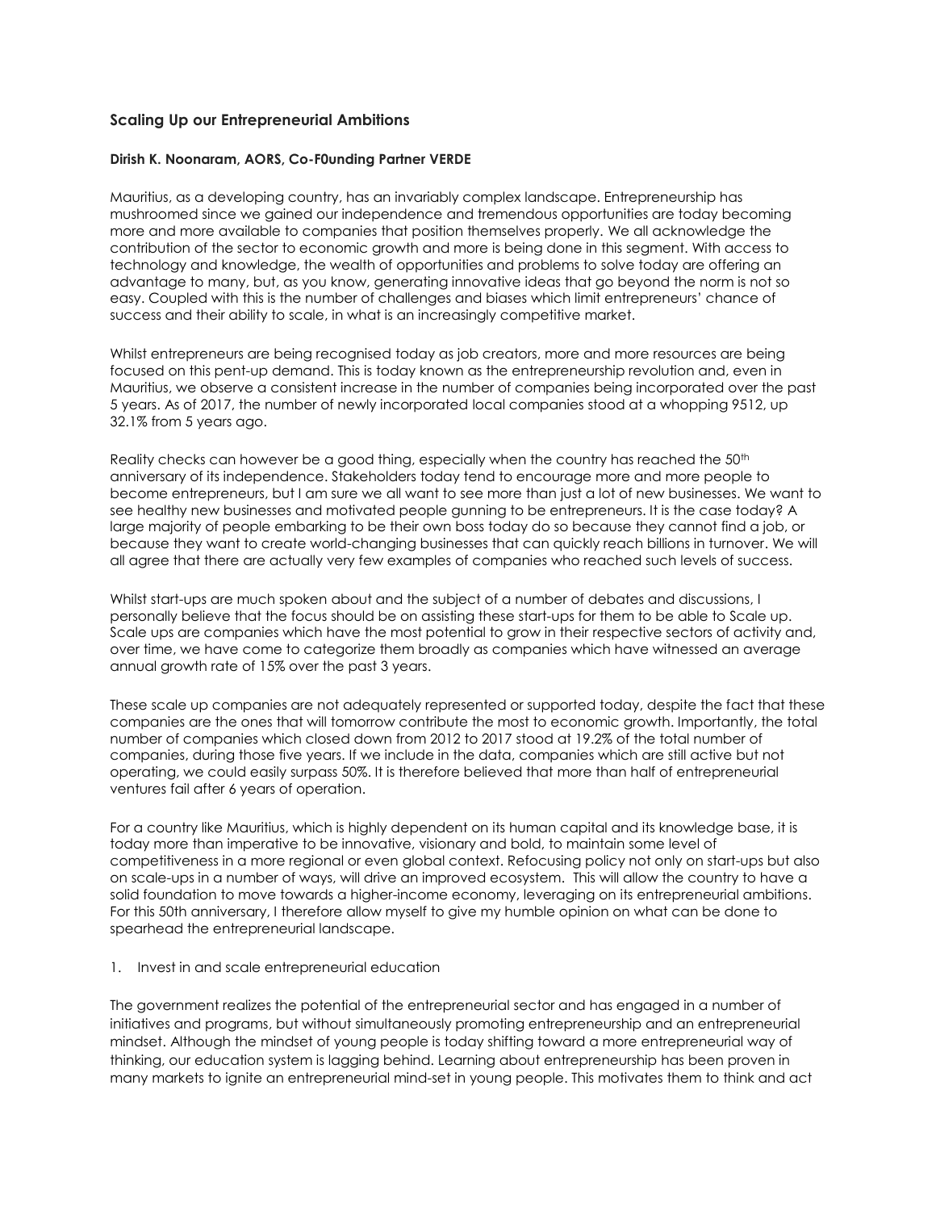## Scaling Up our Entrepreneurial Ambitions

**Dirish K. Noonaram, AORS, Co-F0unding Partner VERDE**

Mauritius, as a developing country, has an invariably complex landscape. Entrepreneurship has mushroomed since we gained our independence and tremendous opportunities are today becoming more and more available to companies that position themselves properly. We all acknowledge the contribution of the sector to economic growth and more is being done in this segment. With access to technology and knowledge, the wealth of opportunities and problems to solve today are offering an advantage to many, but, as you know, generating innovative ideas that go beyond the norm is not so easy. Coupled with this is the number of challenges and biases which limit entrepreneurs' chance of success and their ability to scale, in what is an increasingly competitive market.

Whilst entrepreneurs are being recognised today as job creators, more and more resources are being focused on this pent-up demand. This is today known as the entrepreneurship revolution and, even in Mauritius, we observe a consistent increase in the number of companies being incorporated over the past 5 years. As of 2017, the number of newly incorporated local companies stood at a whopping 9512, up 32.1% from 5 years ago.

Reality checks can however be a good thing, especially when the country has reached the 50th anniversary of its independence. Stakeholders today tend to encourage more and more people to become entrepreneurs, but I am sure we all want to see more than just a lot of new businesses. We want to see healthy new businesses and motivated people gunning to be entrepreneurs. It is the case today? A large majority of people embarking to be their own boss today do so because they cannot find a job, or because they want to create world-changing businesses that can quickly reach billions in turnover. We will all agree that there are actually very few examples of companies who reached such levels of success.

Whilst start-ups are much spoken about and the subject of a number of debates and discussions, I personally believe that the focus should be on assisting these start-ups for them to be able to Scale up. Scale ups are companies which have the most potential to grow in their respective sectors of activity and, over time, we have come to categorize them broadly as companies which have witnessed an average annual growth rate of 15% over the past 3 years.

These scale up companies are not adequately represented or supported today, despite the fact that these companies are the ones that will tomorrow contribute the most to economic growth. Importantly, the total number of companies which closed down from 2012 to 2017 stood at 19.2% of the total number of companies, during those five years. If we include in the data, companies which are still active but not operating, we could easily surpass 50%. It is therefore believed that more than half of entrepreneurial ventures fail after 6 years of operation.

For a country like Mauritius, which is highly dependent on its human capital and its knowledge base, it is today more than imperative to be innovative, visionary and bold, to maintain some level of competitiveness in a more regional or even global context. Refocusing policy not only on start-ups but also on scale-ups in a number of ways, will drive an improved ecosystem. This will allow the country to have a solid foundation to move towards a higher-income economy, leveraging on its entrepreneurial ambitions. For this 50th anniversary, I therefore allow myself to give my humble opinion on what can be done to spearhead the entrepreneurial landscape.

1. Invest in and scale entrepreneurial education

The government realizes the potential of the entrepreneurial sector and has engaged in a number of initiatives and programs, but without simultaneously promoting entrepreneurship and an entrepreneurial mindset. Although the mindset of young people is today shifting toward a more entrepreneurial way of thinking, our education system is lagging behind. Learning about entrepreneurship has been proven in many markets to ignite an entrepreneurial mind-set in young people. This motivates them to think and act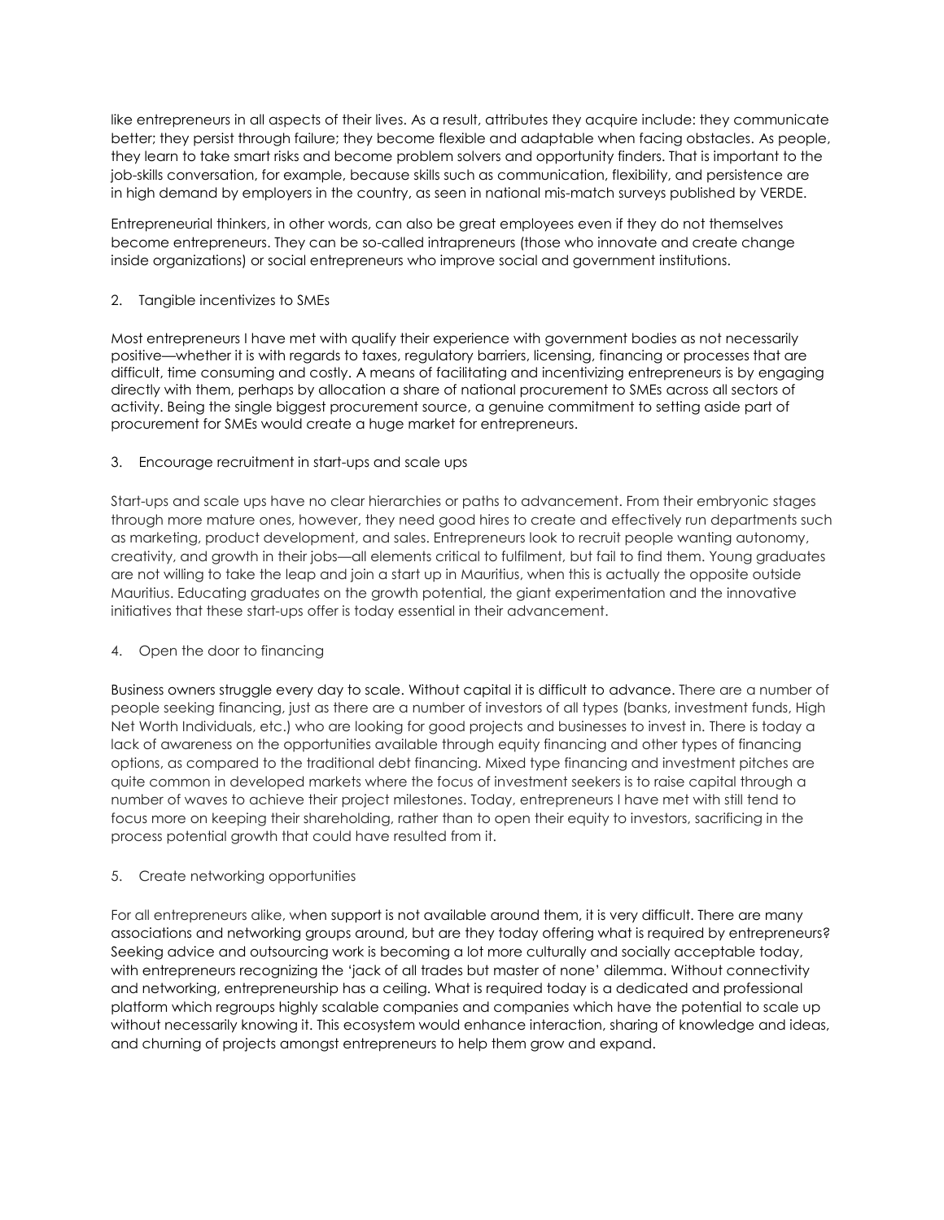like entrepreneurs in all aspects of their lives. As a result, attributes they acquire include: they communicate better; they persist through failure; they become flexible and adaptable when facing obstacles. As people, they learn to take smart risks and become problem solvers and opportunity finders. That is important to the job-skills conversation, for example, because skills such as communication, flexibility, and persistence are in high demand by employers in the country, as seen in national mis-match surveys published by VERDE.

Entrepreneurial thinkers, in other words, can also be great employees even if they do not themselves become entrepreneurs. They can be so-called intrapreneurs (those who innovate and create change inside organizations) or social entrepreneurs who improve social and government institutions.

2. Tangible incentivizes to SMEs

Most entrepreneurs I have met with qualify their experience with government bodies as not necessarily positive—whether it is with regards to taxes, regulatory barriers, licensing, financing or processes that are difficult, time consuming and costly. A means of facilitating and incentivizing entrepreneurs is by engaging directly with them, perhaps by allocation a share of national procurement to SMEs across all sectors of activity. Being the single biggest procurement source, a genuine commitment to setting aside part of procurement for SMEs would create a huge market for entrepreneurs.

3. Encourage recruitment in start-ups and scale ups

Start-ups and scale ups have no clear hierarchies or paths to advancement. From their embryonic stages through more mature ones, however, they need good hires to create and effectively run departments such as marketing, product development, and sales. Entrepreneurs look to recruit people wanting autonomy, creativity, and growth in their jobs—all elements critical to fulfilment, but fail to find them. Young graduates are not willing to take the leap and join a start up in Mauritius, when this is actually the opposite outside Mauritius. Educating graduates on the growth potential, the giant experimentation and the innovative initiatives that these start-ups offer is today essential in their advancement.

4. Open the door to financing

Business owners struggle every day to scale. Without capital it is difficult to advance. There are a number of people seeking financing, just as there are a number of investors of all types (banks, investment funds, High Net Worth Individuals, etc.) who are looking for good projects and businesses to invest in. There is today a lack of awareness on the opportunities available through equity financing and other types of financing options, as compared to the traditional debt financing. Mixed type financing and investment pitches are quite common in developed markets where the focus of investment seekers is to raise capital through a number of waves to achieve their project milestones. Today, entrepreneurs I have met with still tend to focus more on keeping their shareholding, rather than to open their equity to investors, sacrificing in the process potential growth that could have resulted from it.

5. Create networking opportunities

For all entrepreneurs alike, when support is not available around them, it is very difficult. There are many associations and networking groups around, but are they today offering what is required by entrepreneurs? Seeking advice and outsourcing work is becoming a lot more culturally and socially acceptable today, with entrepreneurs recognizing the 'jack of all trades but master of none' dilemma. Without connectivity and networking, entrepreneurship has a ceiling. What is required today is a dedicated and professional platform which regroups highly scalable companies and companies which have the potential to scale up without necessarily knowing it. This ecosystem would enhance interaction, sharing of knowledge and ideas, and churning of projects amongst entrepreneurs to help them grow and expand.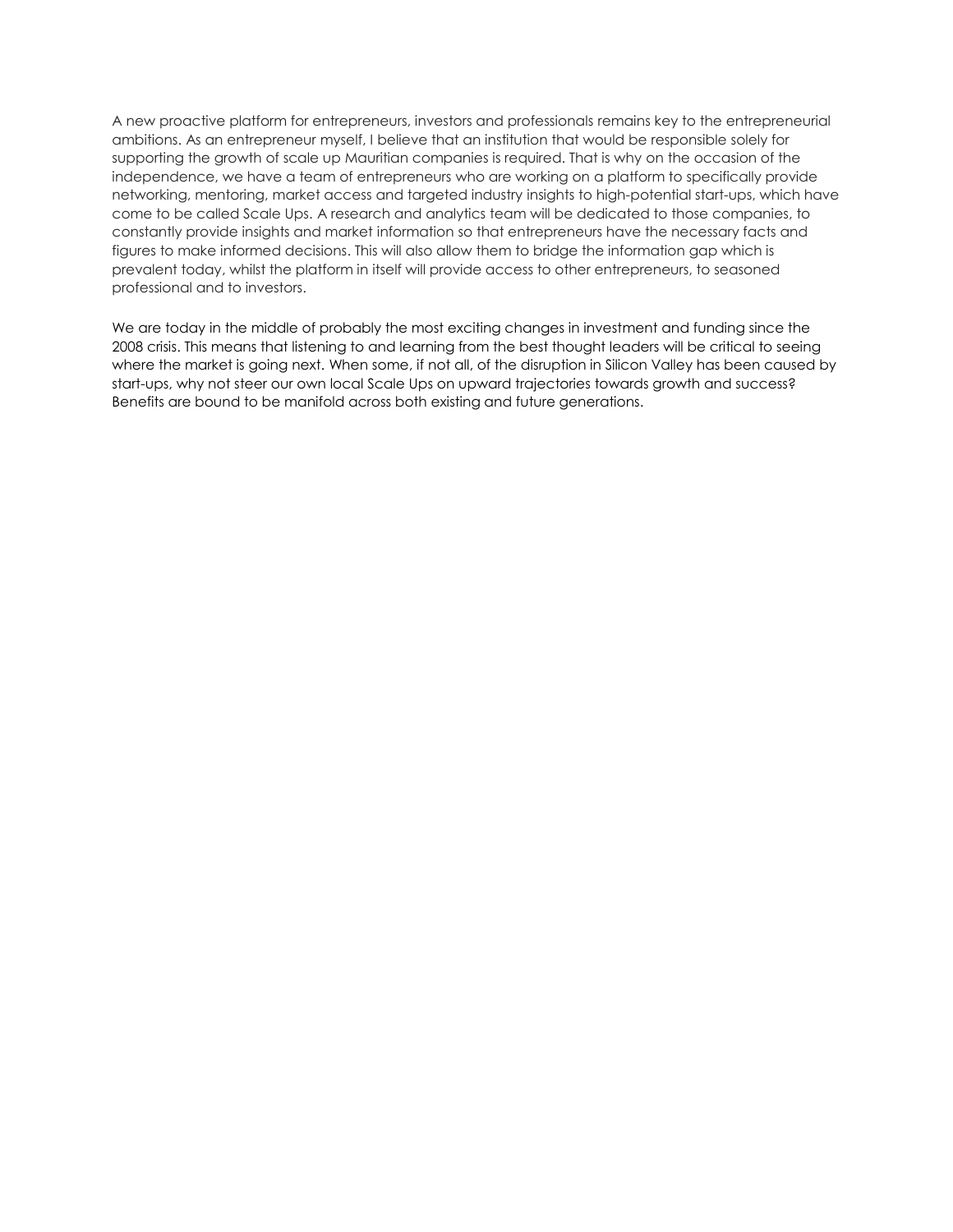A new proactive platform for entrepreneurs, investors and professionals remains key to the entrepreneurial ambitions. As an entrepreneur myself, I believe that an institution that would be responsible solely for supporting the growth of scale up Mauritian companies is required. That is why on the occasion of the independence, we have a team of entrepreneurs who are working on a platform to specifically provide networking, mentoring, market access and targeted industry insights to high-potential start-ups, which have come to be called Scale Ups. A research and analytics team will be dedicated to those companies, to constantly provide insights and market information so that entrepreneurs have the necessary facts and figures to make informed decisions. This will also allow them to bridge the information gap which is prevalent today, whilst the platform in itself will provide access to other entrepreneurs, to seasoned professional and to investors.

We are today in the middle of probably the most exciting changes in investment and funding since the 2008 crisis. This means that listening to and learning from the best thought leaders will be critical to seeing where the market is going next. When some, if not all, of the disruption in Silicon Valley has been caused by start-ups, why not steer our own local Scale Ups on upward trajectories towards growth and success? Benefits are bound to be manifold across both existing and future generations.